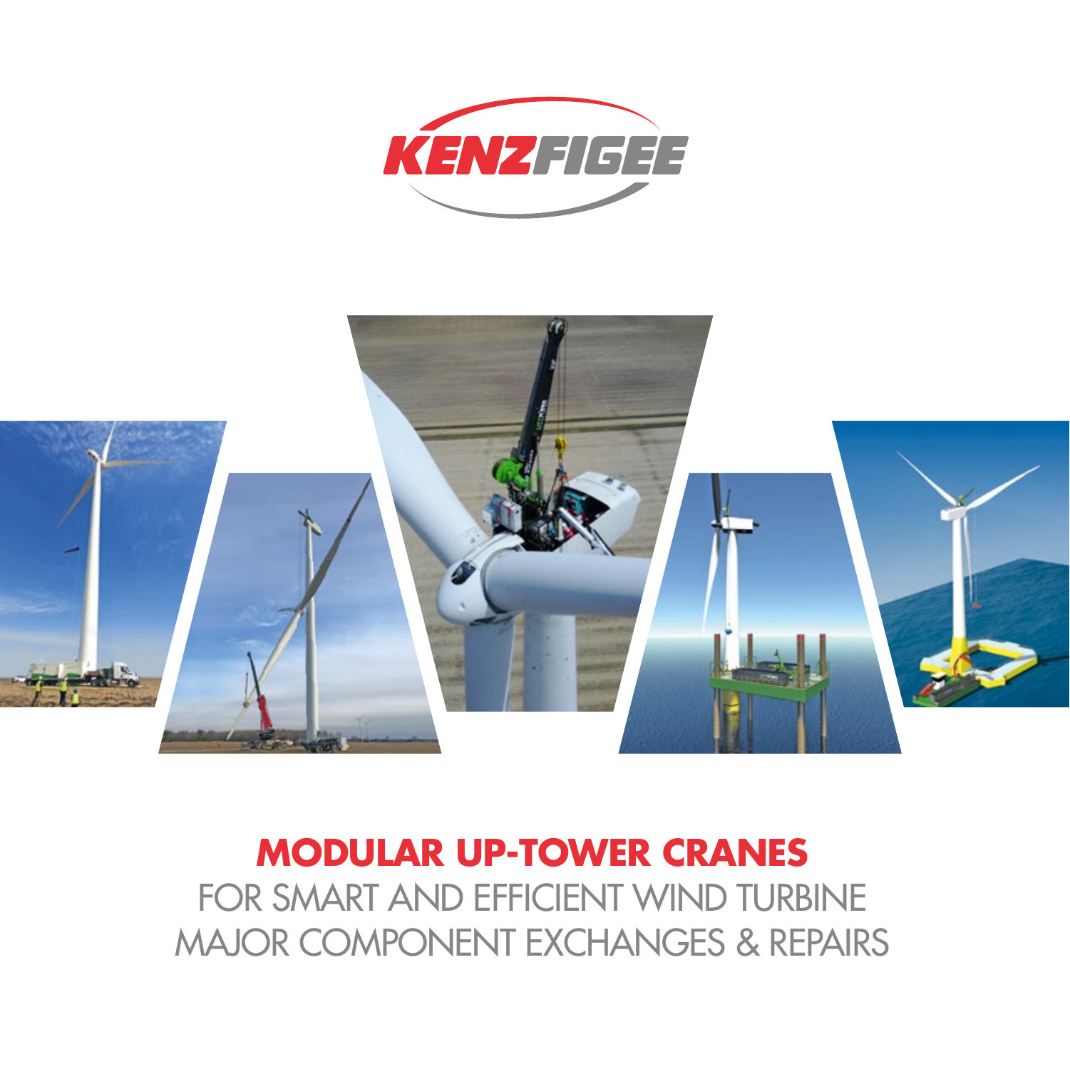KENZFIGEE

# MODULAR UP-TOWER CRANES

FOR SMART AND EFFICIENT WIND TURBINE MAJOR COMPONENT EXCHANGES & REPAIRS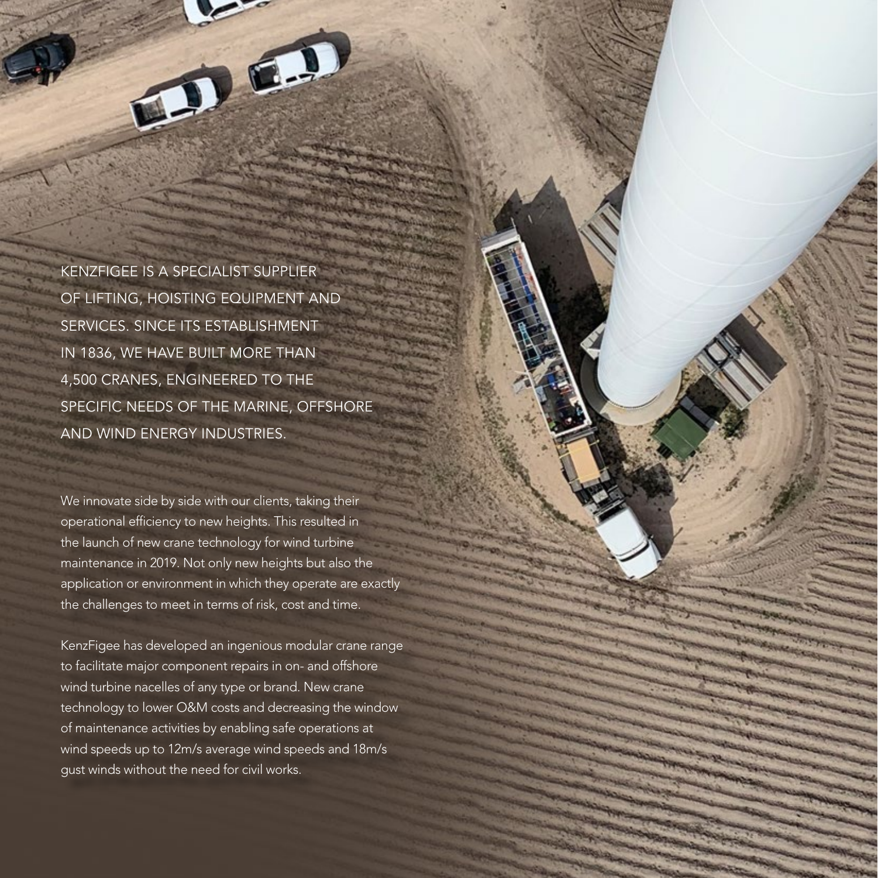KENZFIGEE IS A SPECIALIST SUPPLIER OF LIFTING, HOISTING EQUIPMENT AND SERVICES. SINCE ITS ESTABLISHMENT IN 1836, WE HAVE BUILT MORE THAN 4,500 CRANES, ENGINEERED TO THE SPECIFIC NEEDS OF THE MARINE, OFFSHORE AND WIND ENERGY INDUSTRIES.

We innovate side by side with our clients, taking their operational efficiency to new heights. This resulted in the launch of new crane technology for wind turbine maintenance in 2019. Not only new heights but also the application or environment in which they operate are exactly the challenges to meet in terms of risk, cost and time.

KenzFigee has developed an ingenious modular crane range to facilitate major component repairs in on- and offshore wind turbine nacelles of any type or brand. New crane technology to lower O&M costs and decreasing the window of maintenance activities by enabling safe operations at wind speeds up to 12m/s average wind speeds and 18m/s gust winds without the need for civil works.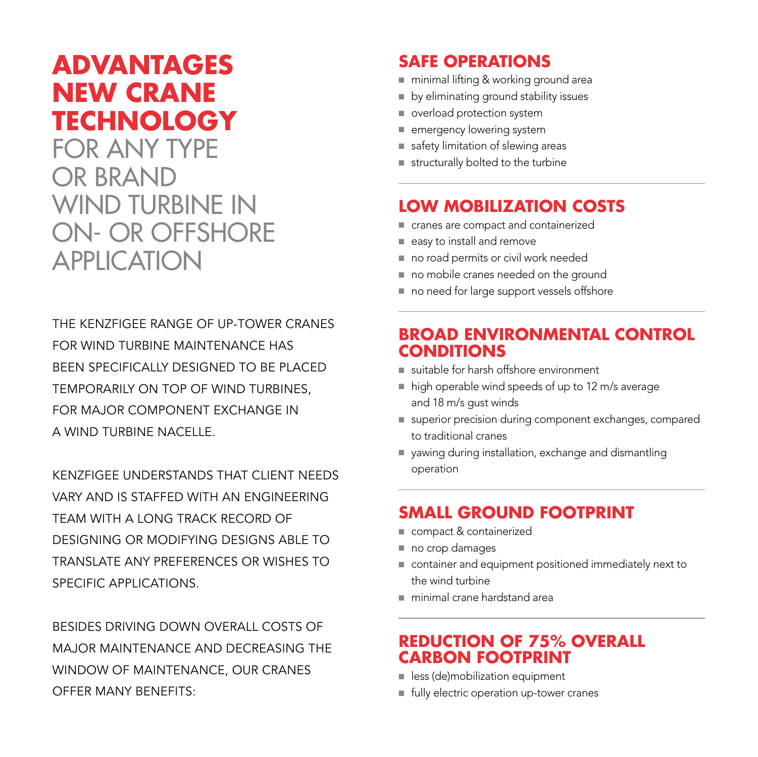# ADVANTAGES NEW CRANE TECHNOLOGY

FOR ANY TYPE OR BRAND WIND TURBINE IN ON- OR OFFSHORE APPLICATION

THE KENZFIGEE RANGE OF UP-TOWER CRANES FOR WIND TURBINE MAINTENANCE HAS BEEN SPECIFICALLY DESIGNED TO BE PLACED TEMPORARILY ON TOP OF WIND TURBINES, FOR MAJOR COMPONENT EXCHANGE IN A WIND TURBINE NACELLE.

KENZFIGEE UNDERSTANDS THAT CLIENT NEEDS VARY AND IS STAFFED WITH AN ENGINEERING TEAM WITH A LONG TRACK RECORD OF DESIGNING OR MODIFYING DESIGNS ABLE TO TRANSLATE ANY PREFERENCES OR WISHES TO SPECIFIC APPLICATIONS.

BESIDES DRIVING DOWN OVERALL COSTS OF MAJOR MAINTENANCE AND DECREASING THE WINDOW OF MAINTENANCE, OUR CRANES OFFER MANY BENEFITS:

## SAFE OPERATIONS

- minimal lifting & working ground area
- by eliminating ground stability issues
- overload protection system
- emergency lowering system
- safety limitation of slewing areas
- structurally bolted to the turbine

## LOW MOBILIZATION COSTS

- cranes are compact and containerized
- easy to install and remove
- no road permits or civil work needed
- no mobile cranes needed on the ground
- no need for large support vessels offshore

## BROAD ENVIRONMENTAL CONTROL CONDITIONS

- suitable for harsh offshore environment
- high operable wind speeds of up to 12 m/s average and 18 m/s gust winds
- superior precision during component exchanges, compared to traditional cranes
- yawing during installation, exchange and dismantling operation

## SMALL GROUND FOOTPRINT

- compact & containerized
- no crop damages
- container and equipment positioned immediately next to the wind turbine
- minimal crane hardstand area

## REDUCTION OF 75% OVERALL CARBON FOOTPRINT

- less (de)mobilization equipment
- fully electric operation up-tower cranes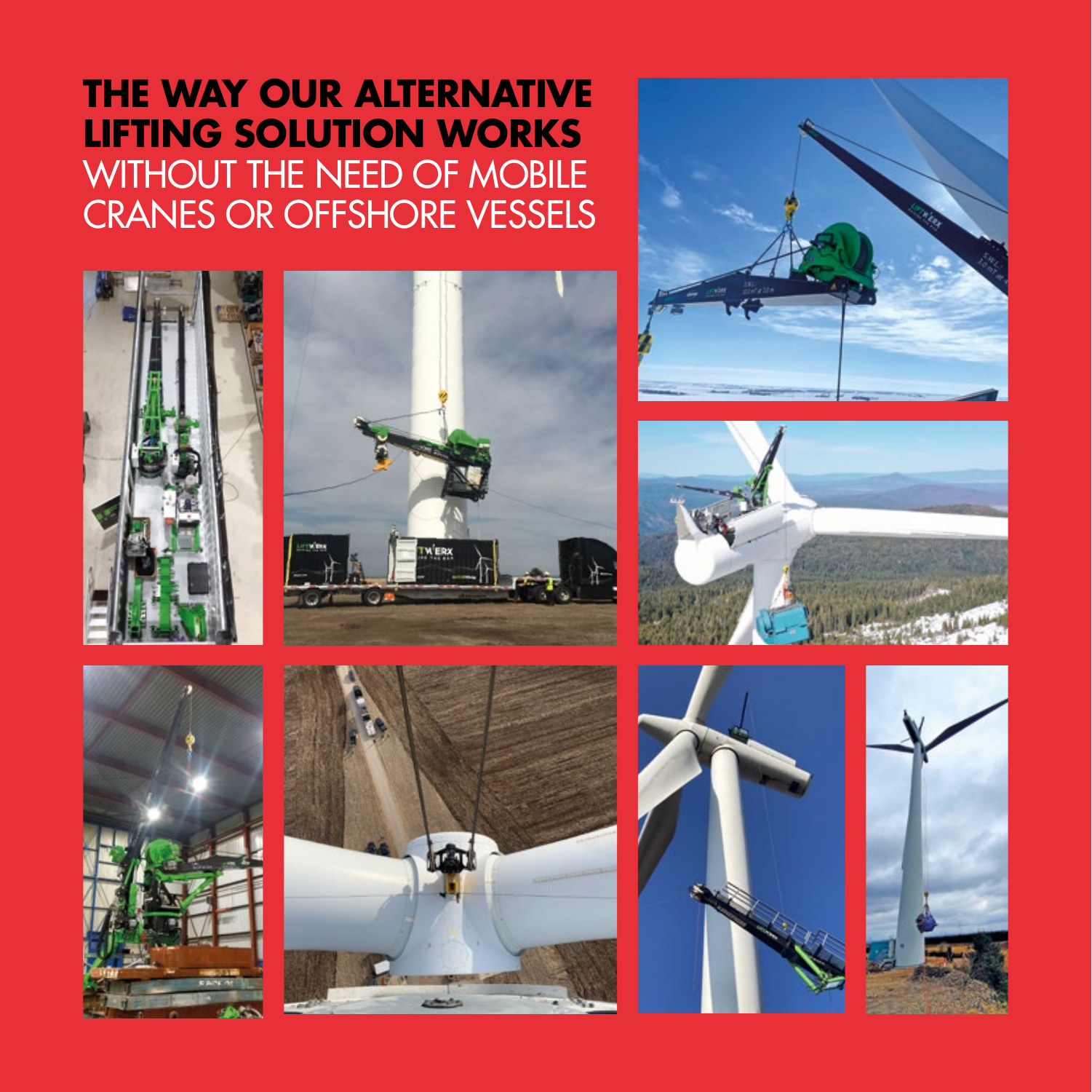# THE WAY OUR ALTERNATIVE LIFTING SOLUTION WORKS

WITHOUT THE NEED OF MOBILE CRANES OR OFFSHORE VESSELS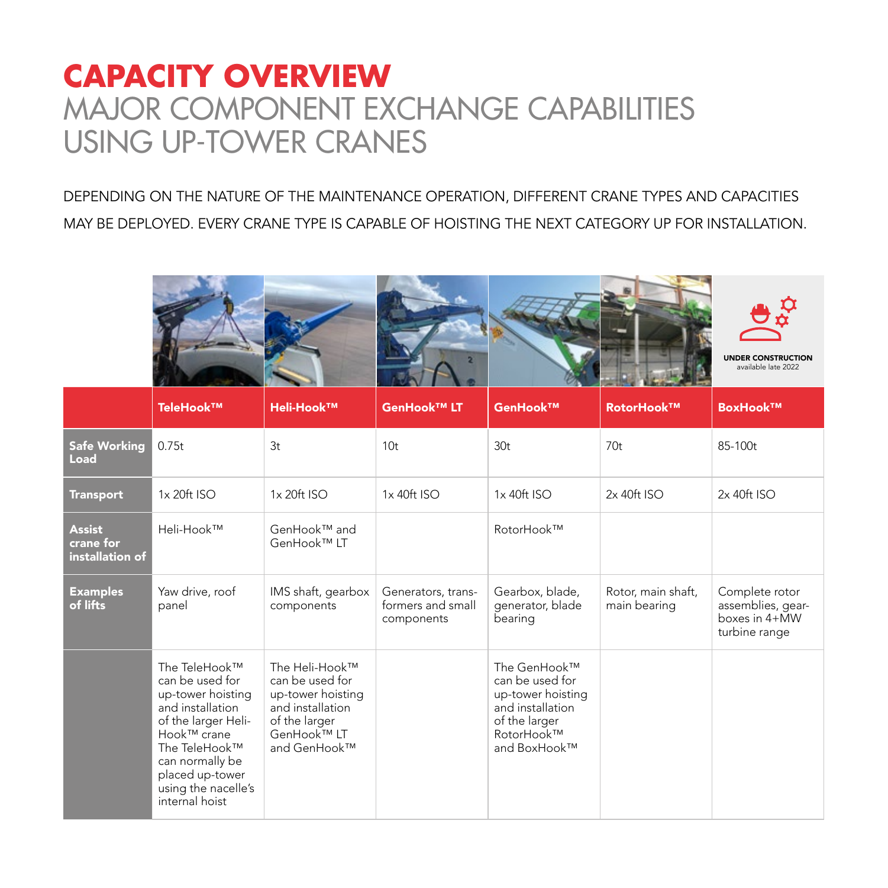# CAPACITY OVERVIEW

## MAJOR COMPONENT EXCHANGE CAPABILITIES USING UP-TOWER CRANES

DEPENDING ON THE NATURE OF THE MAINTENANCE OPERATION, DIFFERENT CRANE TYPES AND CAPACITIES MAY BE DEPLOYED. EVERY CRANE TYPE IS CAPABLE OF HOISTING THE NEXT CATEGORY UP FOR INSTALLATION.

UNDER CONSTRUCTION
available late 2022

| | TeleHook™ | Heli-Hook™ | GenHook™ LT | GenHook™ | RotorHook™ | BoxHook™ |
|---|---|---|---|---|---|---|
| **Safe Working Load** | 0.75t | 3t | 10t | 30t | 70t | 85-100t |
| **Transport** | 1x 20ft ISO | 1x 20ft ISO | 1x 40ft ISO | 1x 40ft ISO | 2x 40ft ISO | 2x 40ft ISO |
| **Assist crane for installation of** | Heli-Hook™ | GenHook™ and GenHook™ LT | | RotorHook™ | | |
| **Examples of lifts** | Yaw drive, roof panel | IMS shaft, gearbox components | Generators, transformers and small components | Gearbox, blade, generator, blade bearing | Rotor, main shaft, main bearing | Complete rotor assemblies, gearboxes in 4+MW turbine range |
| | The TeleHook™ can be used for up-tower hoisting and installation of the larger Heli-Hook™ crane The TeleHook™ can normally be placed up-tower using the nacelle's internal hoist | The Heli-Hook™ can be used for up-tower hoisting and installation of the larger GenHook™ LT and GenHook™ | | The GenHook™ can be used for up-tower hoisting and installation of the larger RotorHook™ and BoxHook™ | | |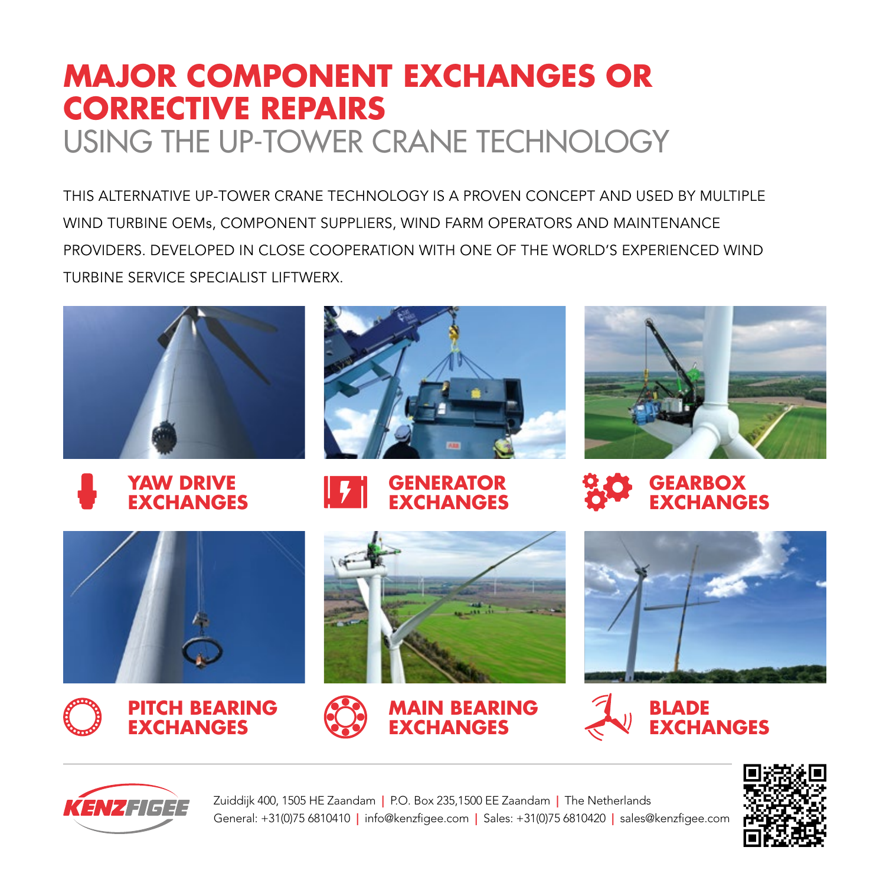# MAJOR COMPONENT EXCHANGES OR CORRECTIVE REPAIRS

## USING THE UP-TOWER CRANE TECHNOLOGY

THIS ALTERNATIVE UP-TOWER CRANE TECHNOLOGY IS A PROVEN CONCEPT AND USED BY MULTIPLE WIND TURBINE OEMs, COMPONENT SUPPLIERS, WIND FARM OPERATORS AND MAINTENANCE PROVIDERS. DEVELOPED IN CLOSE COOPERATION WITH ONE OF THE WORLD'S EXPERIENCED WIND TURBINE SERVICE SPECIALIST LIFTWERX.

**YAW DRIVE EXCHANGES**

**GENERATOR EXCHANGES**

**GEARBOX EXCHANGES**

**PITCH BEARING EXCHANGES**

**MAIN BEARING EXCHANGES**

**BLADE EXCHANGES**

KENZFIGEE

Zuiddijk 400, 1505 HE Zaandam | P.O. Box 235,1500 EE Zaandam | The Netherlands
General: +31(0)75 6810410 | info@kenzfigee.com | Sales: +31(0)75 6810420 | sales@kenzfigee.com